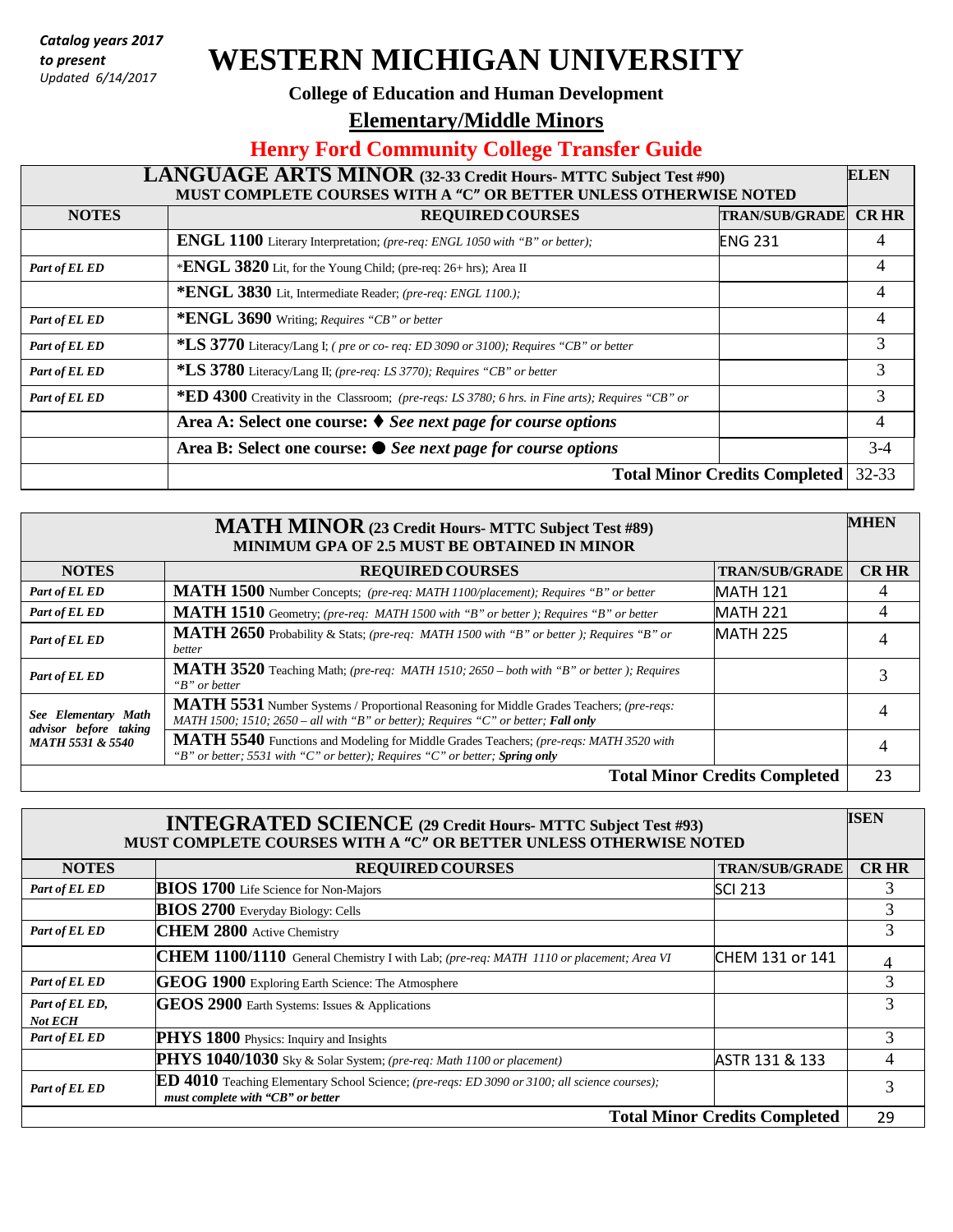*Catalog years 2017 to present*
*Updated 6/14/2017*

# WESTERN MICHIGAN UNIVERSITY

**College of Education and Human Development**

## Elementary/Middle Minors

## Henry Ford Community College Transfer Guide

| LANGUAGE ARTS MINOR (32-33 Credit Hours- MTTC Subject Test #90) MUST COMPLETE COURSES WITH A "C" OR BETTER UNLESS OTHERWISE NOTED | | | ELEN |
|---|---|---|---|
| **NOTES** | **REQUIRED COURSES** | **TRAN/SUB/GRADE** | **CR HR** |
| | **ENGL 1100** Literary Interpretation; *(pre-req: ENGL 1050 with "B" or better);* | ENG 231 | 4 |
| *Part of EL ED* | ***ENGL 3820** Lit, for the Young Child; (pre-req: 26+ hrs); Area II | | 4 |
| | ***ENGL 3830** Lit, Intermediate Reader; *(pre-req: ENGL 1100.);* | | 4 |
| *Part of EL ED* | ***ENGL 3690** Writing; *Requires "CB" or better* | | 4 |
| *Part of EL ED* | ***LS 3770** Literacy/Lang I; *( pre or co- req: ED 3090 or 3100); Requires "CB" or better* | | 3 |
| *Part of EL ED* | ***LS 3780** Literacy/Lang II; *(pre-req: LS 3770); Requires "CB" or better* | | 3 |
| *Part of EL ED* | ***ED 4300** Creativity in the Classroom; *(pre-reqs: LS 3780; 6 hrs. in Fine arts); Requires "CB" or* | | 3 |
| | **Area A: Select one course: ♦** ***See next page for course options*** | | 4 |
| | **Area B: Select one course: ●** ***See next page for course options*** | | 3-4 |
| | **Total Minor Credits Completed** | | 32-33 |

| MATH MINOR (23 Credit Hours- MTTC Subject Test #89) MINIMUM GPA OF 2.5 MUST BE OBTAINED IN MINOR | | | MHEN |
|---|---|---|---|
| **NOTES** | **REQUIRED COURSES** | **TRAN/SUB/GRADE** | **CR HR** |
| *Part of EL ED* | **MATH 1500** Number Concepts; *(pre-req: MATH 1100/placement); Requires "B" or better* | MATH 121 | 4 |
| *Part of EL ED* | **MATH 1510** Geometry; *(pre-req: MATH 1500 with "B" or better ); Requires "B" or better* | MATH 221 | 4 |
| *Part of EL ED* | **MATH 2650** Probability & Stats; *(pre-req: MATH 1500 with "B" or better ); Requires "B" or better* | MATH 225 | 4 |
| *Part of EL ED* | **MATH 3520** Teaching Math; *(pre-req: MATH 1510; 2650 – both with "B" or better ); Requires "B" or better* | | 3 |
| *See Elementary Math advisor before taking MATH 5531 & 5540* | **MATH 5531** Number Systems / Proportional Reasoning for Middle Grades Teachers; *(pre-reqs: MATH 1500; 1510; 2650 – all with "B" or better); Requires "C" or better;* ***Fall only*** | | 4 |
| | **MATH 5540** Functions and Modeling for Middle Grades Teachers; *(pre-reqs: MATH 3520 with "B" or better; 5531 with "C" or better); Requires "C" or better;* ***Spring only*** | | 4 |
| | **Total Minor Credits Completed** | | 23 |

| INTEGRATED SCIENCE (29 Credit Hours- MTTC Subject Test #93) MUST COMPLETE COURSES WITH A "C" OR BETTER UNLESS OTHERWISE NOTED | | | ISEN |
|---|---|---|---|
| **NOTES** | **REQUIRED COURSES** | **TRAN/SUB/GRADE** | **CR HR** |
| *Part of EL ED* | **BIOS 1700** Life Science for Non-Majors | SCI 213 | 3 |
| | **BIOS 2700** Everyday Biology: Cells | | 3 |
| *Part of EL ED* | **CHEM 2800** Active Chemistry | | 3 |
| | **CHEM 1100/1110** General Chemistry I with Lab; *(pre-req: MATH 1110 or placement; Area VI* | CHEM 131 or 141 | 4 |
| *Part of EL ED* | **GEOG 1900** Exploring Earth Science: The Atmosphere | | 3 |
| *Part of EL ED, Not ECH* | **GEOS 2900** Earth Systems: Issues & Applications | | 3 |
| *Part of EL ED* | **PHYS 1800** Physics: Inquiry and Insights | | 3 |
| | **PHYS 1040/1030** Sky & Solar System; *(pre-req: Math 1100 or placement)* | ASTR 131 & 133 | 4 |
| *Part of EL ED* | **ED 4010** Teaching Elementary School Science; *(pre-reqs: ED 3090 or 3100; all science courses);* ***must complete with "CB" or better*** | | 3 |
| | **Total Minor Credits Completed** | | 29 |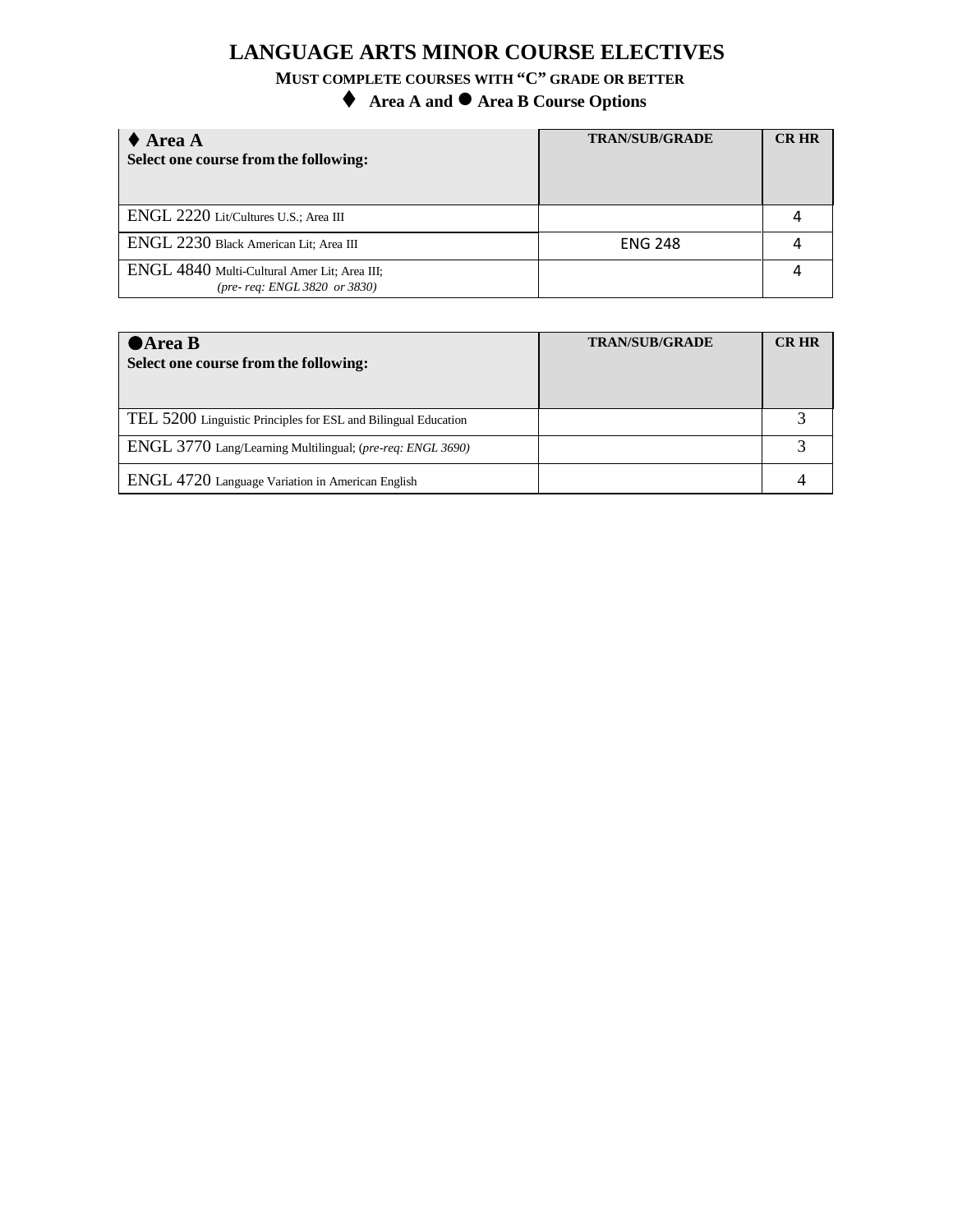# LANGUAGE ARTS MINOR COURSE ELECTIVES

**MUST COMPLETE COURSES WITH "C" GRADE OR BETTER**

**♦ Area A and ● Area B Course Options**

| ♦ **Area A** **Select one course from the following:** | **TRAN/SUB/GRADE** | **CR HR** |
|---|---|---|
| ENGL 2220 Lit/Cultures U.S.; Area III | | 4 |
| ENGL 2230 Black American Lit; Area III | ENG 248 | 4 |
| ENGL 4840 Multi-Cultural Amer Lit; Area III; *(pre- req: ENGL 3820 or 3830)* | | 4 |

| ●**Area B** **Select one course from the following:** | **TRAN/SUB/GRADE** | **CR HR** |
|---|---|---|
| TEL 5200 Linguistic Principles for ESL and Bilingual Education | | 3 |
| ENGL 3770 Lang/Learning Multilingual; (*pre-req: ENGL 3690)* | | 3 |
| ENGL 4720 Language Variation in American English | | 4 |